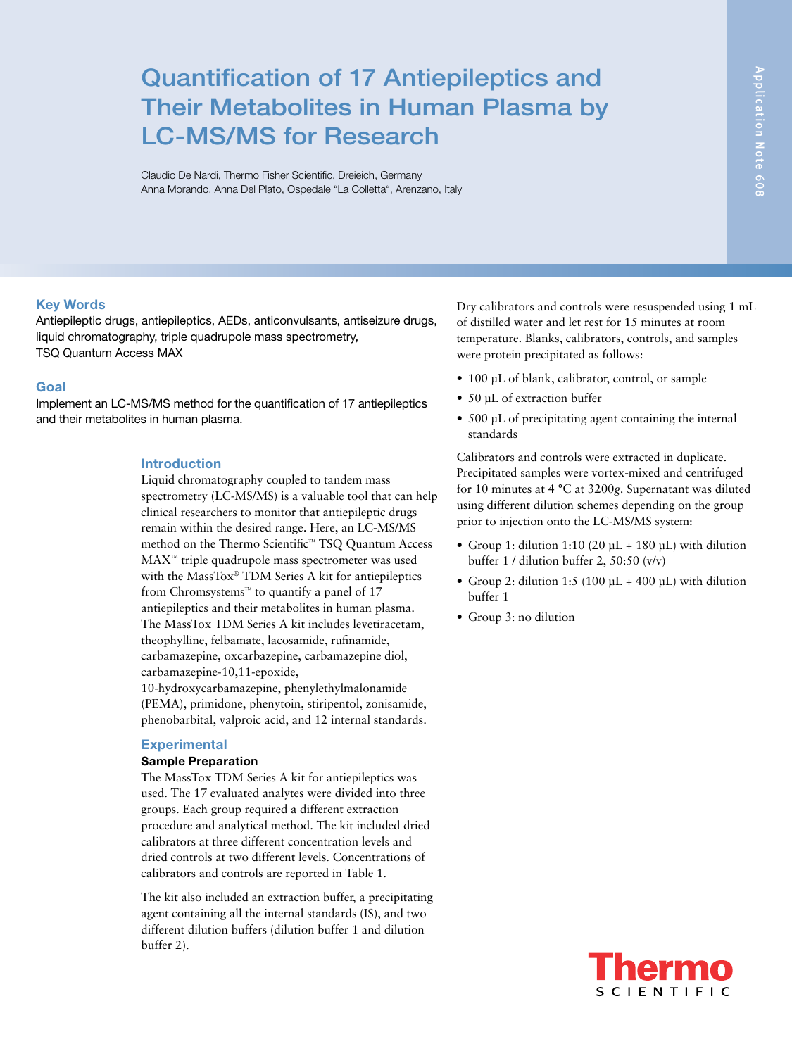# Quantification of 17 Antiepileptics and Their Metabolites in Human Plasma by LC-MS/MS for Research

Claudio De Nardi, Thermo Fisher Scientific, Dreieich, Germany
Anna Morando, Anna Del Plato, Ospedale "La Colletta", Arenzano, Italy

## Key Words

Antiepileptic drugs, antiepileptics, AEDs, anticonvulsants, antiseizure drugs, liquid chromatography, triple quadrupole mass spectrometry, TSQ Quantum Access MAX

## Goal

Implement an LC-MS/MS method for the quantification of 17 antiepileptics and their metabolites in human plasma.

## Introduction

Liquid chromatography coupled to tandem mass spectrometry (LC-MS/MS) is a valuable tool that can help clinical researchers to monitor that antiepileptic drugs remain within the desired range. Here, an LC-MS/MS method on the Thermo Scientific™ TSQ Quantum Access MAX™ triple quadrupole mass spectrometer was used with the MassTox® TDM Series A kit for antiepileptics from Chromsystems™ to quantify a panel of 17 antiepileptics and their metabolites in human plasma. The MassTox TDM Series A kit includes levetiracetam, theophylline, felbamate, lacosamide, rufinamide, carbamazepine, oxcarbazepine, carbamazepine diol, carbamazepine-10,11-epoxide, 10-hydroxycarbamazepine, phenylethylmalonamide (PEMA), primidone, phenytoin, stiripentol, zonisamide, phenobarbital, valproic acid, and 12 internal standards.

## Experimental

### Sample Preparation

The MassTox TDM Series A kit for antiepileptics was used. The 17 evaluated analytes were divided into three groups. Each group required a different extraction procedure and analytical method. The kit included dried calibrators at three different concentration levels and dried controls at two different levels. Concentrations of calibrators and controls are reported in Table 1.

The kit also included an extraction buffer, a precipitating agent containing all the internal standards (IS), and two different dilution buffers (dilution buffer 1 and dilution buffer 2).

Dry calibrators and controls were resuspended using 1 mL of distilled water and let rest for 15 minutes at room temperature. Blanks, calibrators, controls, and samples were protein precipitated as follows:

- 100 µL of blank, calibrator, control, or sample
- 50 µL of extraction buffer
- 500 µL of precipitating agent containing the internal standards

Calibrators and controls were extracted in duplicate. Precipitated samples were vortex-mixed and centrifuged for 10 minutes at 4 °C at 3200*g*. Supernatant was diluted using different dilution schemes depending on the group prior to injection onto the LC-MS/MS system:

- Group 1: dilution 1:10 (20 µL + 180 µL) with dilution buffer 1 / dilution buffer 2, 50:50 (v/v)
- Group 2: dilution 1:5 (100 µL + 400 µL) with dilution buffer 1
- Group 3: no dilution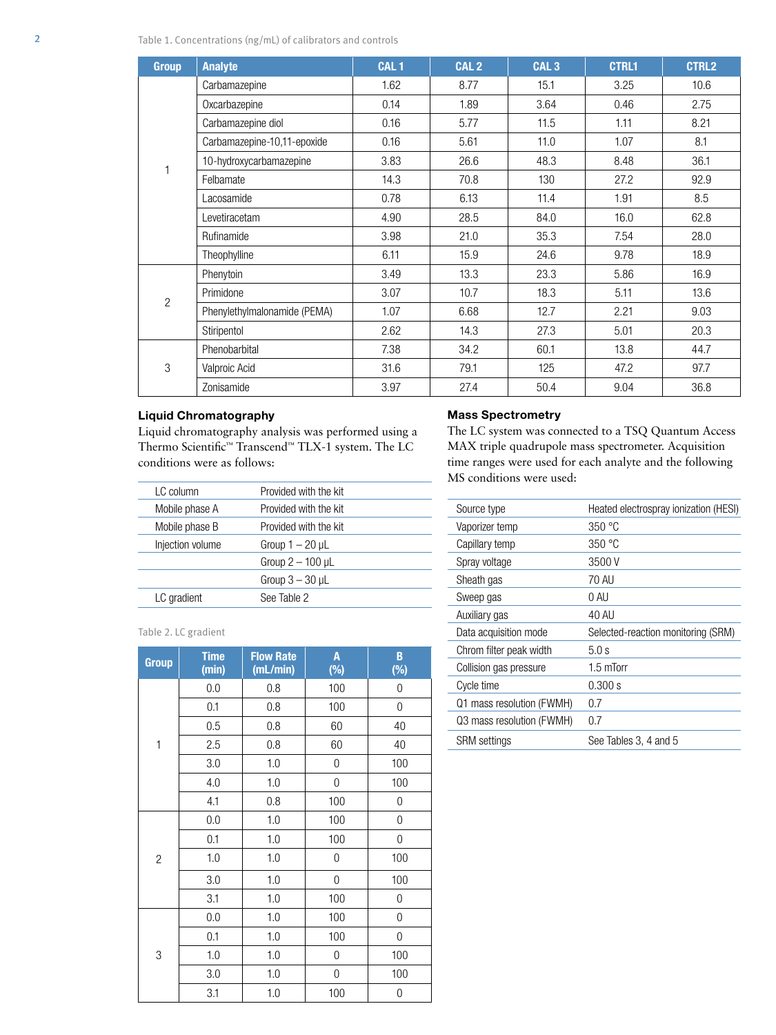Table 1. Concentrations (ng/mL) of calibrators and controls

| Group | Analyte | CAL 1 | CAL 2 | CAL 3 | CTRL1 | CTRL2 |
|---|---|---|---|---|---|---|
| 1 | Carbamazepine | 1.62 | 8.77 | 15.1 | 3.25 | 10.6 |
| | Oxcarbazepine | 0.14 | 1.89 | 3.64 | 0.46 | 2.75 |
| | Carbamazepine diol | 0.16 | 5.77 | 11.5 | 1.11 | 8.21 |
| | Carbamazepine-10,11-epoxide | 0.16 | 5.61 | 11.0 | 1.07 | 8.1 |
| | 10-hydroxycarbamazepine | 3.83 | 26.6 | 48.3 | 8.48 | 36.1 |
| | Felbamate | 14.3 | 70.8 | 130 | 27.2 | 92.9 |
| | Lacosamide | 0.78 | 6.13 | 11.4 | 1.91 | 8.5 |
| | Levetiracetam | 4.90 | 28.5 | 84.0 | 16.0 | 62.8 |
| | Rufinamide | 3.98 | 21.0 | 35.3 | 7.54 | 28.0 |
| | Theophylline | 6.11 | 15.9 | 24.6 | 9.78 | 18.9 |
| 2 | Phenytoin | 3.49 | 13.3 | 23.3 | 5.86 | 16.9 |
| | Primidone | 3.07 | 10.7 | 18.3 | 5.11 | 13.6 |
| | Phenylethylmalonamide (PEMA) | 1.07 | 6.68 | 12.7 | 2.21 | 9.03 |
| | Stiripentol | 2.62 | 14.3 | 27.3 | 5.01 | 20.3 |
| 3 | Phenobarbital | 7.38 | 34.2 | 60.1 | 13.8 | 44.7 |
| | Valproic Acid | 31.6 | 79.1 | 125 | 47.2 | 97.7 |
| | Zonisamide | 3.97 | 27.4 | 50.4 | 9.04 | 36.8 |

### Liquid Chromatography

Liquid chromatography analysis was performed using a Thermo Scientific™ Transcend™ TLX-1 system. The LC conditions were as follows:

| | |
|---|---|
| LC column | Provided with the kit |
| Mobile phase A | Provided with the kit |
| Mobile phase B | Provided with the kit |
| Injection volume | Group 1 – 20 µL |
| | Group 2 – 100 µL |
| | Group 3 – 30 µL |
| LC gradient | See Table 2 |

Table 2. LC gradient

| Group | Time (min) | Flow Rate (mL/min) | A (%) | B (%) |
|---|---|---|---|---|
| 1 | 0.0 | 0.8 | 100 | 0 |
| | 0.1 | 0.8 | 100 | 0 |
| | 0.5 | 0.8 | 60 | 40 |
| | 2.5 | 0.8 | 60 | 40 |
| | 3.0 | 1.0 | 0 | 100 |
| | 4.0 | 1.0 | 0 | 100 |
| | 4.1 | 0.8 | 100 | 0 |
| 2 | 0.0 | 1.0 | 100 | 0 |
| | 0.1 | 1.0 | 100 | 0 |
| | 1.0 | 1.0 | 0 | 100 |
| | 3.0 | 1.0 | 0 | 100 |
| | 3.1 | 1.0 | 100 | 0 |
| 3 | 0.0 | 1.0 | 100 | 0 |
| | 0.1 | 1.0 | 100 | 0 |
| | 1.0 | 1.0 | 0 | 100 |
| | 3.0 | 1.0 | 0 | 100 |
| | 3.1 | 1.0 | 100 | 0 |

### Mass Spectrometry

The LC system was connected to a TSQ Quantum Access MAX triple quadrupole mass spectrometer. Acquisition time ranges were used for each analyte and the following MS conditions were used:

| | |
|---|---|
| Source type | Heated electrospray ionization (HESI) |
| Vaporizer temp | 350 °C |
| Capillary temp | 350 °C |
| Spray voltage | 3500 V |
| Sheath gas | 70 AU |
| Sweep gas | 0 AU |
| Auxiliary gas | 40 AU |
| Data acquisition mode | Selected-reaction monitoring (SRM) |
| Chrom filter peak width | 5.0 s |
| Collision gas pressure | 1.5 mTorr |
| Cycle time | 0.300 s |
| Q1 mass resolution (FWMH) | 0.7 |
| Q3 mass resolution (FWMH) | 0.7 |
| SRM settings | See Tables 3, 4 and 5 |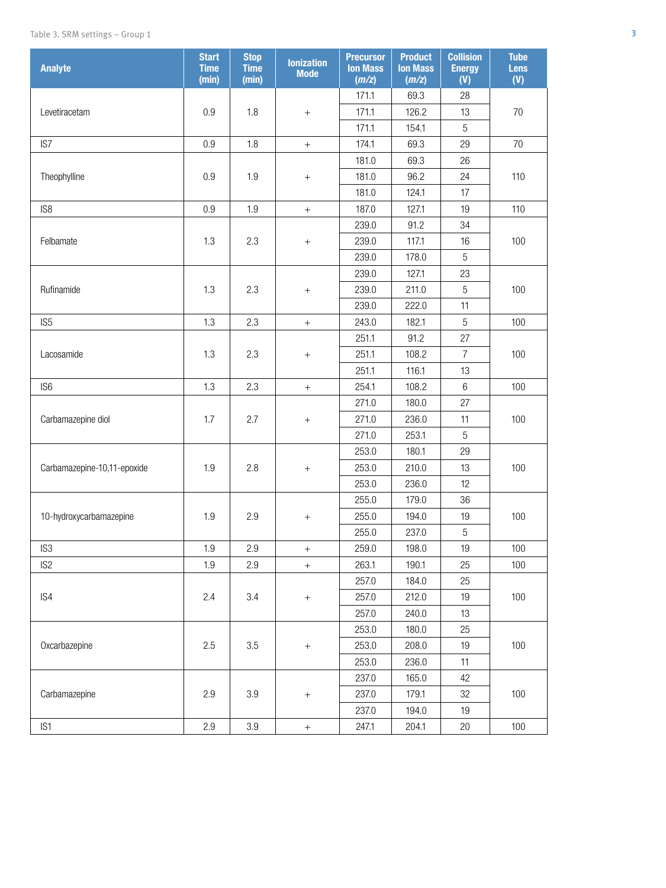Table 3. SRM settings – Group 1

| Analyte | Start Time (min) | Stop Time (min) | Ionization Mode | Precursor Ion Mass (*m/z*) | Product Ion Mass (*m/z*) | Collision Energy (V) | Tube Lens (V) |
|---|---|---|---|---|---|---|---|
| Levetiracetam | 0.9 | 1.8 | + | 171.1 | 69.3 | 28 | 70 |
| | | | | 171.1 | 126.2 | 13 | |
| | | | | 171.1 | 154.1 | 5 | |
| IS7 | 0.9 | 1.8 | + | 174.1 | 69.3 | 29 | 70 |
| Theophylline | 0.9 | 1.9 | + | 181.0 | 69.3 | 26 | 110 |
| | | | | 181.0 | 96.2 | 24 | |
| | | | | 181.0 | 124.1 | 17 | |
| IS8 | 0.9 | 1.9 | + | 187.0 | 127.1 | 19 | 110 |
| Felbamate | 1.3 | 2.3 | + | 239.0 | 91.2 | 34 | 100 |
| | | | | 239.0 | 117.1 | 16 | |
| | | | | 239.0 | 178.0 | 5 | |
| Rufinamide | 1.3 | 2.3 | + | 239.0 | 127.1 | 23 | 100 |
| | | | | 239.0 | 211.0 | 5 | |
| | | | | 239.0 | 222.0 | 11 | |
| IS5 | 1.3 | 2.3 | + | 243.0 | 182.1 | 5 | 100 |
| Lacosamide | 1.3 | 2.3 | + | 251.1 | 91.2 | 27 | 100 |
| | | | | 251.1 | 108.2 | 7 | |
| | | | | 251.1 | 116.1 | 13 | |
| IS6 | 1.3 | 2.3 | + | 254.1 | 108.2 | 6 | 100 |
| Carbamazepine diol | 1.7 | 2.7 | + | 271.0 | 180.0 | 27 | 100 |
| | | | | 271.0 | 236.0 | 11 | |
| | | | | 271.0 | 253.1 | 5 | |
| Carbamazepine-10,11-epoxide | 1.9 | 2.8 | + | 253.0 | 180.1 | 29 | 100 |
| | | | | 253.0 | 210.0 | 13 | |
| | | | | 253.0 | 236.0 | 12 | |
| 10-hydroxycarbamazepine | 1.9 | 2.9 | + | 255.0 | 179.0 | 36 | 100 |
| | | | | 255.0 | 194.0 | 19 | |
| | | | | 255.0 | 237.0 | 5 | |
| IS3 | 1.9 | 2.9 | + | 259.0 | 198.0 | 19 | 100 |
| IS2 | 1.9 | 2.9 | + | 263.1 | 190.1 | 25 | 100 |
| IS4 | 2.4 | 3.4 | + | 257.0 | 184.0 | 25 | 100 |
| | | | | 257.0 | 212.0 | 19 | |
| | | | | 257.0 | 240.0 | 13 | |
| Oxcarbazepine | 2.5 | 3.5 | + | 253.0 | 180.0 | 25 | 100 |
| | | | | 253.0 | 208.0 | 19 | |
| | | | | 253.0 | 236.0 | 11 | |
| Carbamazepine | 2.9 | 3.9 | + | 237.0 | 165.0 | 42 | 100 |
| | | | | 237.0 | 179.1 | 32 | |
| | | | | 237.0 | 194.0 | 19 | |
| IS1 | 2.9 | 3.9 | + | 247.1 | 204.1 | 20 | 100 |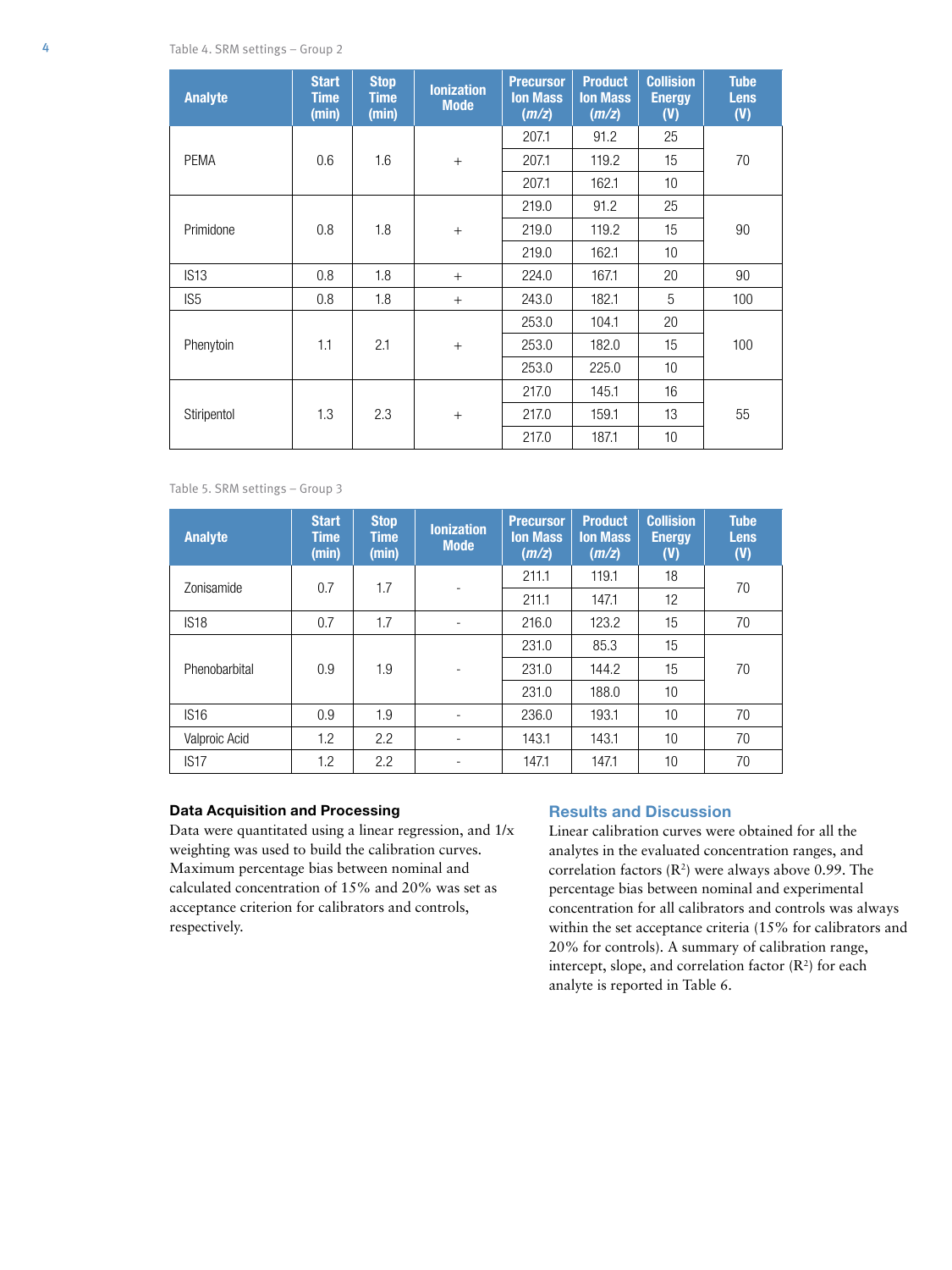Table 4. SRM settings – Group 2

| Analyte | Start Time (min) | Stop Time (min) | Ionization Mode | Precursor Ion Mass (*m/z*) | Product Ion Mass (*m/z*) | Collision Energy (V) | Tube Lens (V) |
|---|---|---|---|---|---|---|---|
| PEMA | 0.6 | 1.6 | + | 207.1 | 91.2 | 25 | 70 |
| | | | | 207.1 | 119.2 | 15 | |
| | | | | 207.1 | 162.1 | 10 | |
| Primidone | 0.8 | 1.8 | + | 219.0 | 91.2 | 25 | 90 |
| | | | | 219.0 | 119.2 | 15 | |
| | | | | 219.0 | 162.1 | 10 | |
| IS13 | 0.8 | 1.8 | + | 224.0 | 167.1 | 20 | 90 |
| IS5 | 0.8 | 1.8 | + | 243.0 | 182.1 | 5 | 100 |
| Phenytoin | 1.1 | 2.1 | + | 253.0 | 104.1 | 20 | 100 |
| | | | | 253.0 | 182.0 | 15 | |
| | | | | 253.0 | 225.0 | 10 | |
| Stiripentol | 1.3 | 2.3 | + | 217.0 | 145.1 | 16 | 55 |
| | | | | 217.0 | 159.1 | 13 | |
| | | | | 217.0 | 187.1 | 10 | |

Table 5. SRM settings – Group 3

| Analyte | Start Time (min) | Stop Time (min) | Ionization Mode | Precursor Ion Mass (*m/z*) | Product Ion Mass (*m/z*) | Collision Energy (V) | Tube Lens (V) |
|---|---|---|---|---|---|---|---|
| Zonisamide | 0.7 | 1.7 | - | 211.1 | 119.1 | 18 | 70 |
| | | | | 211.1 | 147.1 | 12 | |
| IS18 | 0.7 | 1.7 | - | 216.0 | 123.2 | 15 | 70 |
| Phenobarbital | 0.9 | 1.9 | - | 231.0 | 85.3 | 15 | 70 |
| | | | | 231.0 | 144.2 | 15 | |
| | | | | 231.0 | 188.0 | 10 | |
| IS16 | 0.9 | 1.9 | - | 236.0 | 193.1 | 10 | 70 |
| Valproic Acid | 1.2 | 2.2 | - | 143.1 | 143.1 | 10 | 70 |
| IS17 | 1.2 | 2.2 | - | 147.1 | 147.1 | 10 | 70 |

### Data Acquisition and Processing

Data were quantitated using a linear regression, and 1/x weighting was used to build the calibration curves. Maximum percentage bias between nominal and calculated concentration of 15% and 20% was set as acceptance criterion for calibrators and controls, respectively.

## Results and Discussion

Linear calibration curves were obtained for all the analytes in the evaluated concentration ranges, and correlation factors ($R^2$) were always above 0.99. The percentage bias between nominal and experimental concentration for all calibrators and controls was always within the set acceptance criteria (15% for calibrators and 20% for controls). A summary of calibration range, intercept, slope, and correlation factor ($R^2$) for each analyte is reported in Table 6.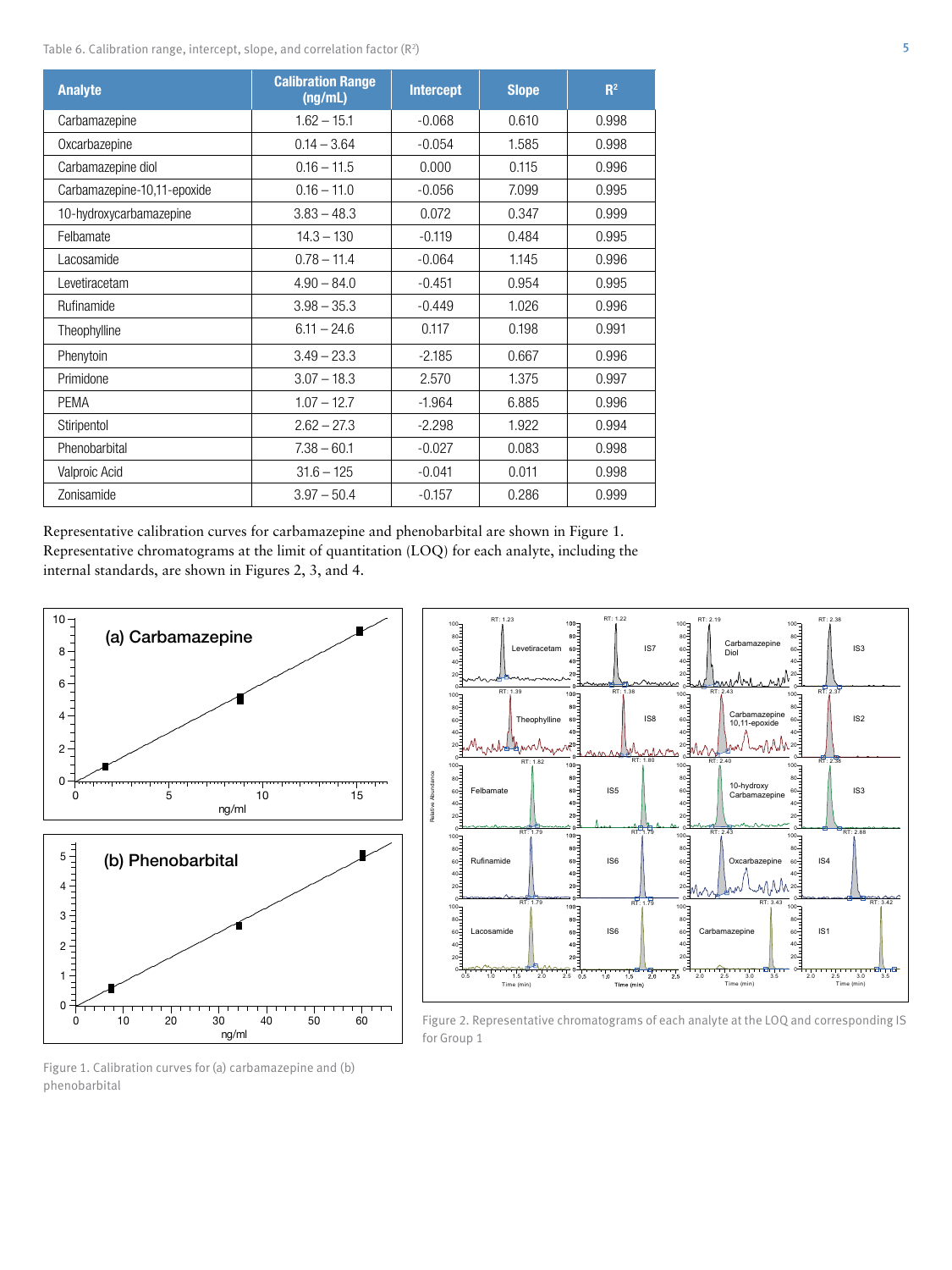Table 6. Calibration range, intercept, slope, and correlation factor ($R^2$)

| Analyte | Calibration Range (ng/mL) | Intercept | Slope | $R^2$ |
|---|---|---|---|---|
| Carbamazepine | 1.62 – 15.1 | -0.068 | 0.610 | 0.998 |
| Oxcarbazepine | 0.14 – 3.64 | -0.054 | 1.585 | 0.998 |
| Carbamazepine diol | 0.16 – 11.5 | 0.000 | 0.115 | 0.996 |
| Carbamazepine-10,11-epoxide | 0.16 – 11.0 | -0.056 | 7.099 | 0.995 |
| 10-hydroxycarbamazepine | 3.83 – 48.3 | 0.072 | 0.347 | 0.999 |
| Felbamate | 14.3 – 130 | -0.119 | 0.484 | 0.995 |
| Lacosamide | 0.78 – 11.4 | -0.064 | 1.145 | 0.996 |
| Levetiracetam | 4.90 – 84.0 | -0.451 | 0.954 | 0.995 |
| Rufinamide | 3.98 – 35.3 | -0.449 | 1.026 | 0.996 |
| Theophylline | 6.11 – 24.6 | 0.117 | 0.198 | 0.991 |
| Phenytoin | 3.49 – 23.3 | -2.185 | 0.667 | 0.996 |
| Primidone | 3.07 – 18.3 | 2.570 | 1.375 | 0.997 |
| PEMA | 1.07 – 12.7 | -1.964 | 6.885 | 0.996 |
| Stiripentol | 2.62 – 27.3 | -2.298 | 1.922 | 0.994 |
| Phenobarbital | 7.38 – 60.1 | -0.027 | 0.083 | 0.998 |
| Valproic Acid | 31.6 – 125 | -0.041 | 0.011 | 0.998 |
| Zonisamide | 3.97 – 50.4 | -0.157 | 0.286 | 0.999 |

Representative calibration curves for carbamazepine and phenobarbital are shown in Figure 1. Representative chromatograms at the limit of quantitation (LOQ) for each analyte, including the internal standards, are shown in Figures 2, 3, and 4.

Figure 1. Calibration curves for (a) carbamazepine and (b) phenobarbital

Figure 2. Representative chromatograms of each analyte at the LOQ and corresponding IS for Group 1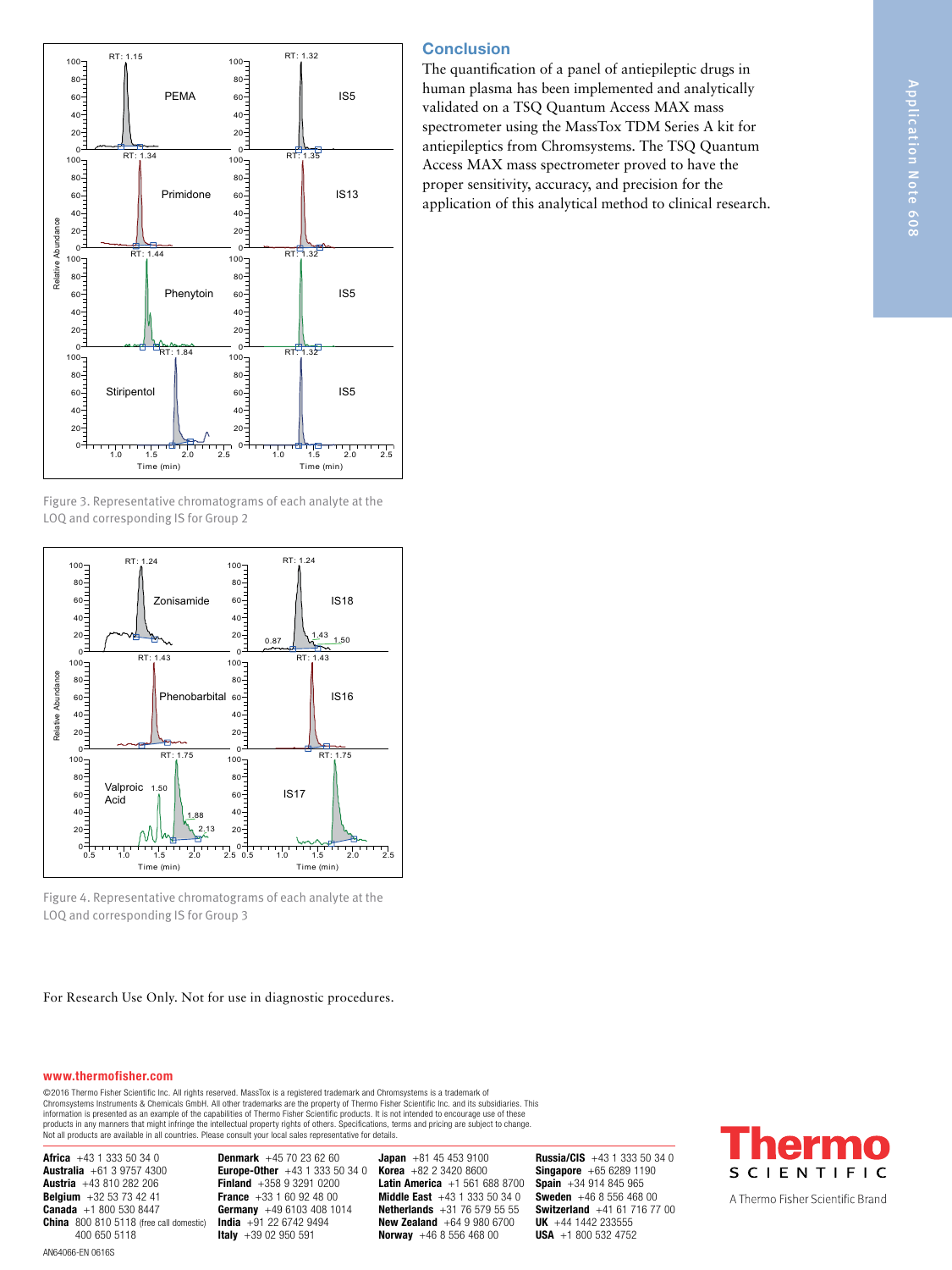PEMA
RT: 1.15
IS5
RT: 1.32
Primidone
RT: 1.34
IS13
RT: 1.35
Phenytoin
RT: 1.44
IS5
RT: 1.32
Stiripentol
RT: 1.84
IS5
RT: 1.32
Relative Abundance
Time (min)

Figure 3. Representative chromatograms of each analyte at the LOQ and corresponding IS for Group 2

Zonisamide
RT: 1.24
IS18
RT: 1.24
0.87
1.43
1.50
Phenobarbital
RT: 1.43
IS16
RT: 1.43
Valproic Acid
RT: 1.75
1.50
1.88
2.13
IS17
RT: 1.75
Relative Abundance
Time (min)

Figure 4. Representative chromatograms of each analyte at the LOQ and corresponding IS for Group 3

## Conclusion

The quantification of a panel of antiepileptic drugs in human plasma has been implemented and analytically validated on a TSQ Quantum Access MAX mass spectrometer using the MassTox TDM Series A kit for antiepileptics from Chromsystems. The TSQ Quantum Access MAX mass spectrometer proved to have the proper sensitivity, accuracy, and precision for the application of this analytical method to clinical research.

For Research Use Only. Not for use in diagnostic procedures.

**www.thermofisher.com**

©2016 Thermo Fisher Scientific Inc. All rights reserved. MassTox is a registered trademark and Chromsystems is a trademark of Chromsystems Instruments & Chemicals GmbH. All other trademarks are the property of Thermo Fisher Scientific Inc. and its subsidiaries. This information is presented as an example of the capabilities of Thermo Fisher Scientific products. It is not intended to encourage use of these products in any manners that might infringe the intellectual property rights of others. Specifications, terms and pricing are subject to change. Not all products are available in all countries. Please consult your local sales representative for details.

**Africa** +43 1 333 50 34 0
**Australia** +61 3 9757 4300
**Austria** +43 810 282 206
**Belgium** +32 53 73 42 41
**Canada** +1 800 530 8447
**China** 800 810 5118 (free call domestic) 400 650 5118
**Denmark** +45 70 23 62 60
**Europe-Other** +43 1 333 50 34 0
**Finland** +358 9 3291 0200
**France** +33 1 60 92 48 00
**Germany** +49 6103 408 1014
**India** +91 22 6742 9494
**Italy** +39 02 950 591
**Japan** +81 45 453 9100
**Korea** +82 2 3420 8600
**Latin America** +1 561 688 8700
**Middle East** +43 1 333 50 34 0
**Netherlands** +31 76 579 55 55
**New Zealand** +64 9 980 6700
**Norway** +46 8 556 468 00
**Russia/CIS** +43 1 333 50 34 0
**Singapore** +65 6289 1190
**Spain** +34 914 845 965
**Sweden** +46 8 556 468 00
**Switzerland** +41 61 716 77 00
**UK** +44 1442 233555
**USA** +1 800 532 4752

Thermo SCIENTIFIC
A Thermo Fisher Scientific Brand

AN64066-EN 0616S